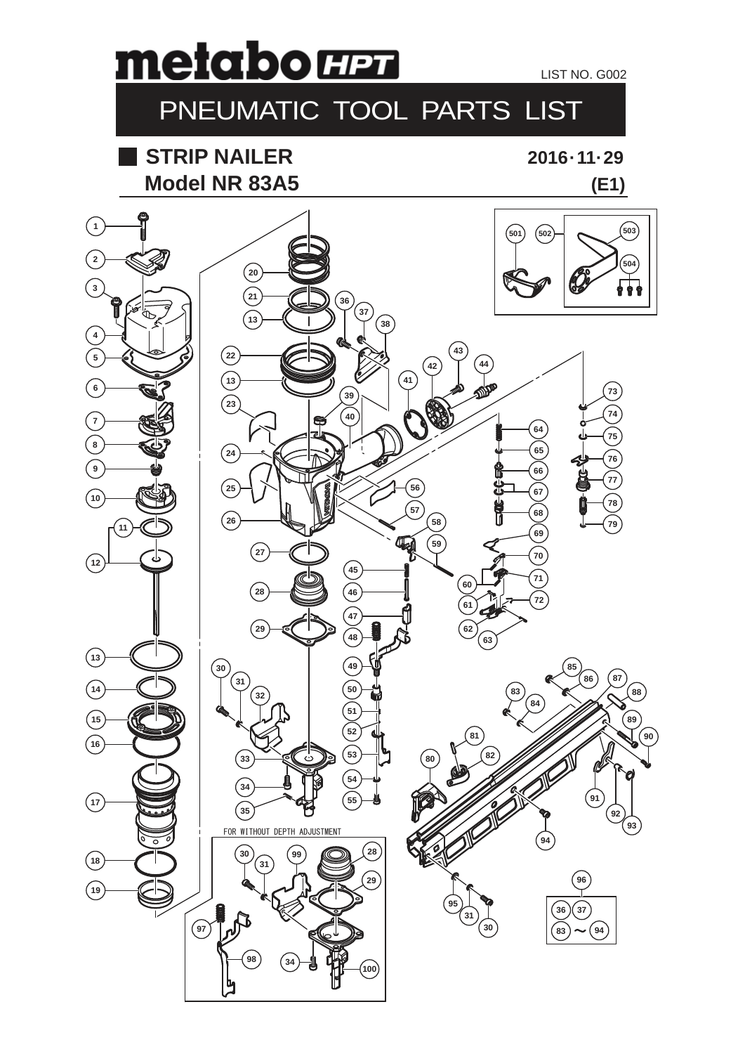# metabo HPT

LIST NO. G002

## PNEUMATIC TOOL PARTS LIST

### STRIP NAILER
### Model NR 83A5

2016·11·29

(E1)

FOR WITHOUT DEPTH ADJUSTMENT

96: 36, 37, 83 ~ 94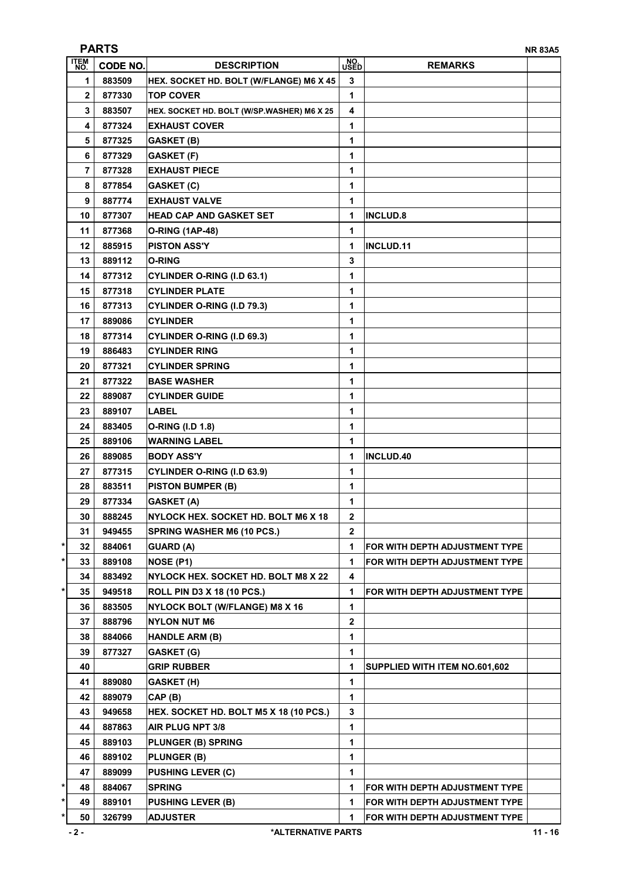## PARTS

NR 83A5

| | ITEM NO. | CODE NO. | DESCRIPTION | NO. USED | REMARKS | |
|---|---|---|---|---|---|---|
| | 1 | 883509 | HEX. SOCKET HD. BOLT (W/FLANGE) M6 X 45 | 3 | | |
| | 2 | 877330 | TOP COVER | 1 | | |
| | 3 | 883507 | HEX. SOCKET HD. BOLT (W/SP.WASHER) M6 X 25 | 4 | | |
| | 4 | 877324 | EXHAUST COVER | 1 | | |
| | 5 | 877325 | GASKET (B) | 1 | | |
| | 6 | 877329 | GASKET (F) | 1 | | |
| | 7 | 877328 | EXHAUST PIECE | 1 | | |
| | 8 | 877854 | GASKET (C) | 1 | | |
| | 9 | 887774 | EXHAUST VALVE | 1 | | |
| | 10 | 877307 | HEAD CAP AND GASKET SET | 1 | INCLUD.8 | |
| | 11 | 877368 | O-RING (1AP-48) | 1 | | |
| | 12 | 885915 | PISTON ASS'Y | 1 | INCLUD.11 | |
| | 13 | 889112 | O-RING | 3 | | |
| | 14 | 877312 | CYLINDER O-RING (I.D 63.1) | 1 | | |
| | 15 | 877318 | CYLINDER PLATE | 1 | | |
| | 16 | 877313 | CYLINDER O-RING (I.D 79.3) | 1 | | |
| | 17 | 889086 | CYLINDER | 1 | | |
| | 18 | 877314 | CYLINDER O-RING (I.D 69.3) | 1 | | |
| | 19 | 886483 | CYLINDER RING | 1 | | |
| | 20 | 877321 | CYLINDER SPRING | 1 | | |
| | 21 | 877322 | BASE WASHER | 1 | | |
| | 22 | 889087 | CYLINDER GUIDE | 1 | | |
| | 23 | 889107 | LABEL | 1 | | |
| | 24 | 883405 | O-RING (I.D 1.8) | 1 | | |
| | 25 | 889106 | WARNING LABEL | 1 | | |
| | 26 | 889085 | BODY ASS'Y | 1 | INCLUD.40 | |
| | 27 | 877315 | CYLINDER O-RING (I.D 63.9) | 1 | | |
| | 28 | 883511 | PISTON BUMPER (B) | 1 | | |
| | 29 | 877334 | GASKET (A) | 1 | | |
| | 30 | 888245 | NYLOCK HEX. SOCKET HD. BOLT M6 X 18 | 2 | | |
| | 31 | 949455 | SPRING WASHER M6 (10 PCS.) | 2 | | |
| * | 32 | 884061 | GUARD (A) | 1 | FOR WITH DEPTH ADJUSTMENT TYPE | |
| * | 33 | 889108 | NOSE (P1) | 1 | FOR WITH DEPTH ADJUSTMENT TYPE | |
| | 34 | 883492 | NYLOCK HEX. SOCKET HD. BOLT M8 X 22 | 4 | | |
| * | 35 | 949518 | ROLL PIN D3 X 18 (10 PCS.) | 1 | FOR WITH DEPTH ADJUSTMENT TYPE | |
| | 36 | 883505 | NYLOCK BOLT (W/FLANGE) M8 X 16 | 1 | | |
| | 37 | 888796 | NYLON NUT M6 | 2 | | |
| | 38 | 884066 | HANDLE ARM (B) | 1 | | |
| | 39 | 877327 | GASKET (G) | 1 | | |
| | 40 | | GRIP RUBBER | 1 | SUPPLIED WITH ITEM NO.601,602 | |
| | 41 | 889080 | GASKET (H) | 1 | | |
| | 42 | 889079 | CAP (B) | 1 | | |
| | 43 | 949658 | HEX. SOCKET HD. BOLT M5 X 18 (10 PCS.) | 3 | | |
| | 44 | 887863 | AIR PLUG NPT 3/8 | 1 | | |
| | 45 | 889103 | PLUNGER (B) SPRING | 1 | | |
| | 46 | 889102 | PLUNGER (B) | 1 | | |
| | 47 | 889099 | PUSHING LEVER (C) | 1 | | |
| * | 48 | 884067 | SPRING | 1 | FOR WITH DEPTH ADJUSTMENT TYPE | |
| * | 49 | 889101 | PUSHING LEVER (B) | 1 | FOR WITH DEPTH ADJUSTMENT TYPE | |
| * | 50 | 326799 | ADJUSTER | 1 | FOR WITH DEPTH ADJUSTMENT TYPE | |

*ALTERNATIVE PARTS

11 - 16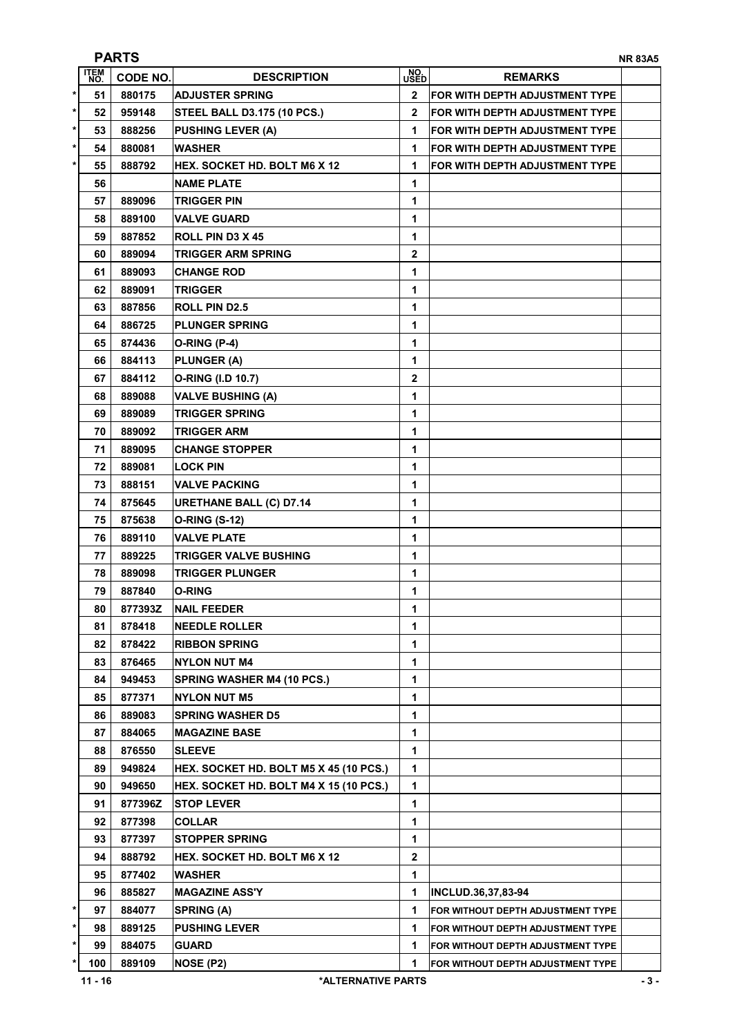## PARTS

NR 83A5

| | ITEM NO. | CODE NO. | DESCRIPTION | NO. USED | REMARKS | |
|---|---|---|---|---|---|---|
| * | 51 | 880175 | ADJUSTER SPRING | 2 | FOR WITH DEPTH ADJUSTMENT TYPE | |
| * | 52 | 959148 | STEEL BALL D3.175 (10 PCS.) | 2 | FOR WITH DEPTH ADJUSTMENT TYPE | |
| * | 53 | 888256 | PUSHING LEVER (A) | 1 | FOR WITH DEPTH ADJUSTMENT TYPE | |
| * | 54 | 880081 | WASHER | 1 | FOR WITH DEPTH ADJUSTMENT TYPE | |
| * | 55 | 888792 | HEX. SOCKET HD. BOLT M6 X 12 | 1 | FOR WITH DEPTH ADJUSTMENT TYPE | |
| | 56 | | NAME PLATE | 1 | | |
| | 57 | 889096 | TRIGGER PIN | 1 | | |
| | 58 | 889100 | VALVE GUARD | 1 | | |
| | 59 | 887852 | ROLL PIN D3 X 45 | 1 | | |
| | 60 | 889094 | TRIGGER ARM SPRING | 2 | | |
| | 61 | 889093 | CHANGE ROD | 1 | | |
| | 62 | 889091 | TRIGGER | 1 | | |
| | 63 | 887856 | ROLL PIN D2.5 | 1 | | |
| | 64 | 886725 | PLUNGER SPRING | 1 | | |
| | 65 | 874436 | O-RING (P-4) | 1 | | |
| | 66 | 884113 | PLUNGER (A) | 1 | | |
| | 67 | 884112 | O-RING (I.D 10.7) | 2 | | |
| | 68 | 889088 | VALVE BUSHING (A) | 1 | | |
| | 69 | 889089 | TRIGGER SPRING | 1 | | |
| | 70 | 889092 | TRIGGER ARM | 1 | | |
| | 71 | 889095 | CHANGE STOPPER | 1 | | |
| | 72 | 889081 | LOCK PIN | 1 | | |
| | 73 | 888151 | VALVE PACKING | 1 | | |
| | 74 | 875645 | URETHANE BALL (C) D7.14 | 1 | | |
| | 75 | 875638 | O-RING (S-12) | 1 | | |
| | 76 | 889110 | VALVE PLATE | 1 | | |
| | 77 | 889225 | TRIGGER VALVE BUSHING | 1 | | |
| | 78 | 889098 | TRIGGER PLUNGER | 1 | | |
| | 79 | 887840 | O-RING | 1 | | |
| | 80 | 877393Z | NAIL FEEDER | 1 | | |
| | 81 | 878418 | NEEDLE ROLLER | 1 | | |
| | 82 | 878422 | RIBBON SPRING | 1 | | |
| | 83 | 876465 | NYLON NUT M4 | 1 | | |
| | 84 | 949453 | SPRING WASHER M4 (10 PCS.) | 1 | | |
| | 85 | 877371 | NYLON NUT M5 | 1 | | |
| | 86 | 889083 | SPRING WASHER D5 | 1 | | |
| | 87 | 884065 | MAGAZINE BASE | 1 | | |
| | 88 | 876550 | SLEEVE | 1 | | |
| | 89 | 949824 | HEX. SOCKET HD. BOLT M5 X 45 (10 PCS.) | 1 | | |
| | 90 | 949650 | HEX. SOCKET HD. BOLT M4 X 15 (10 PCS.) | 1 | | |
| | 91 | 877396Z | STOP LEVER | 1 | | |
| | 92 | 877398 | COLLAR | 1 | | |
| | 93 | 877397 | STOPPER SPRING | 1 | | |
| | 94 | 888792 | HEX. SOCKET HD. BOLT M6 X 12 | 2 | | |
| | 95 | 877402 | WASHER | 1 | | |
| | 96 | 885827 | MAGAZINE ASS'Y | 1 | INCLUD.36,37,83-94 | |
| * | 97 | 884077 | SPRING (A) | 1 | FOR WITHOUT DEPTH ADJUSTMENT TYPE | |
| * | 98 | 889125 | PUSHING LEVER | 1 | FOR WITHOUT DEPTH ADJUSTMENT TYPE | |
| * | 99 | 884075 | GUARD | 1 | FOR WITHOUT DEPTH ADJUSTMENT TYPE | |
| * | 100 | 889109 | NOSE (P2) | 1 | FOR WITHOUT DEPTH ADJUSTMENT TYPE | |

11 - 16

*ALTERNATIVE PARTS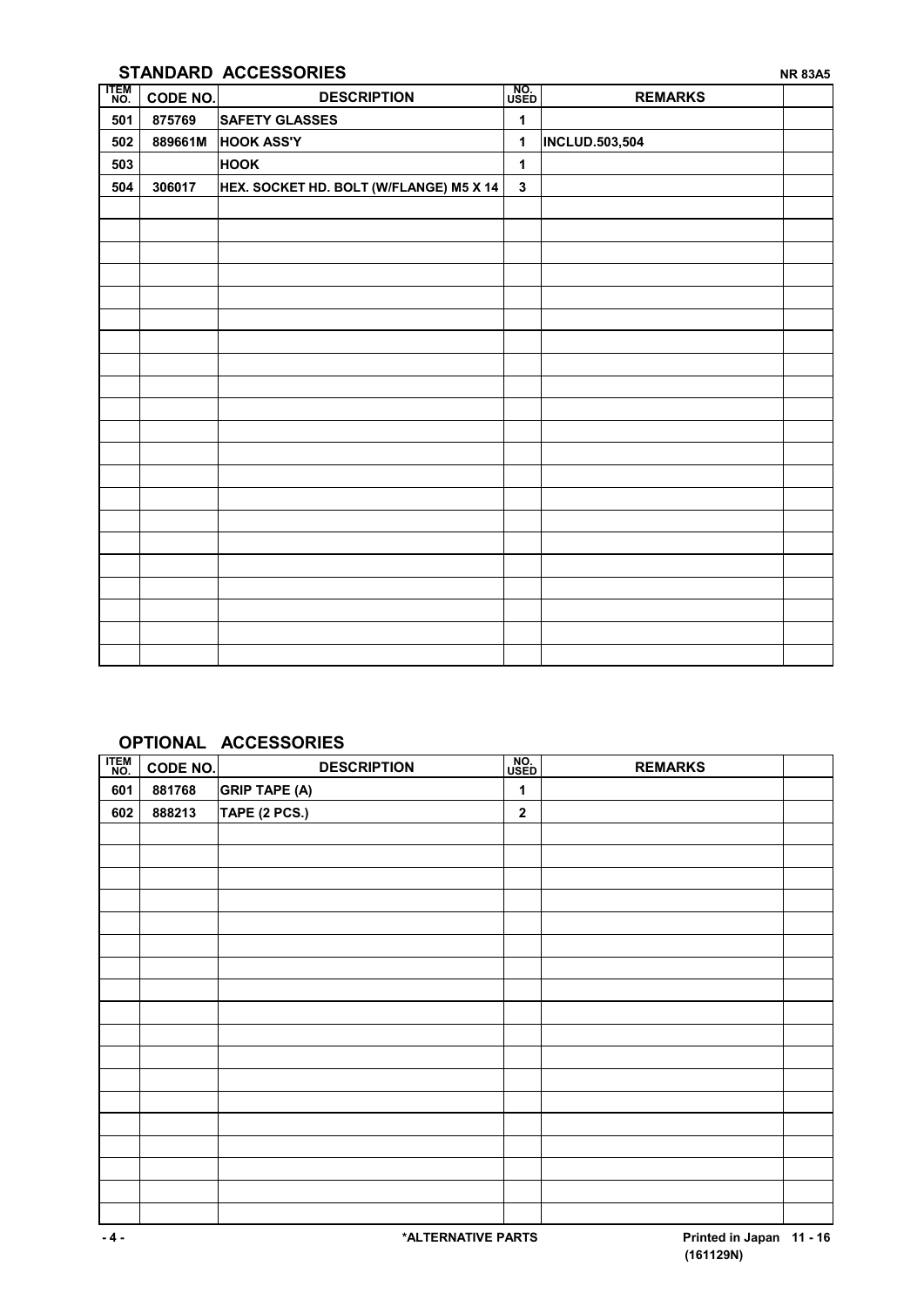## STANDARD ACCESSORIES

NR 83A5

| ITEM NO. | CODE NO. | DESCRIPTION | NO. USED | REMARKS | |
|---|---|---|---|---|---|
| 501 | 875769 | SAFETY GLASSES | 1 | | |
| 502 | 889661M | HOOK ASS'Y | 1 | INCLUD.503,504 | |
| 503 | | HOOK | 1 | | |
| 504 | 306017 | HEX. SOCKET HD. BOLT (W/FLANGE) M5 X 14 | 3 | | |

## OPTIONAL ACCESSORIES

| ITEM NO. | CODE NO. | DESCRIPTION | NO. USED | REMARKS | |
|---|---|---|---|---|---|
| 601 | 881768 | GRIP TAPE (A) | 1 | | |
| 602 | 888213 | TAPE (2 PCS.) | 2 | | |

*ALTERNATIVE PARTS

Printed in Japan 11 - 16 (161129N)